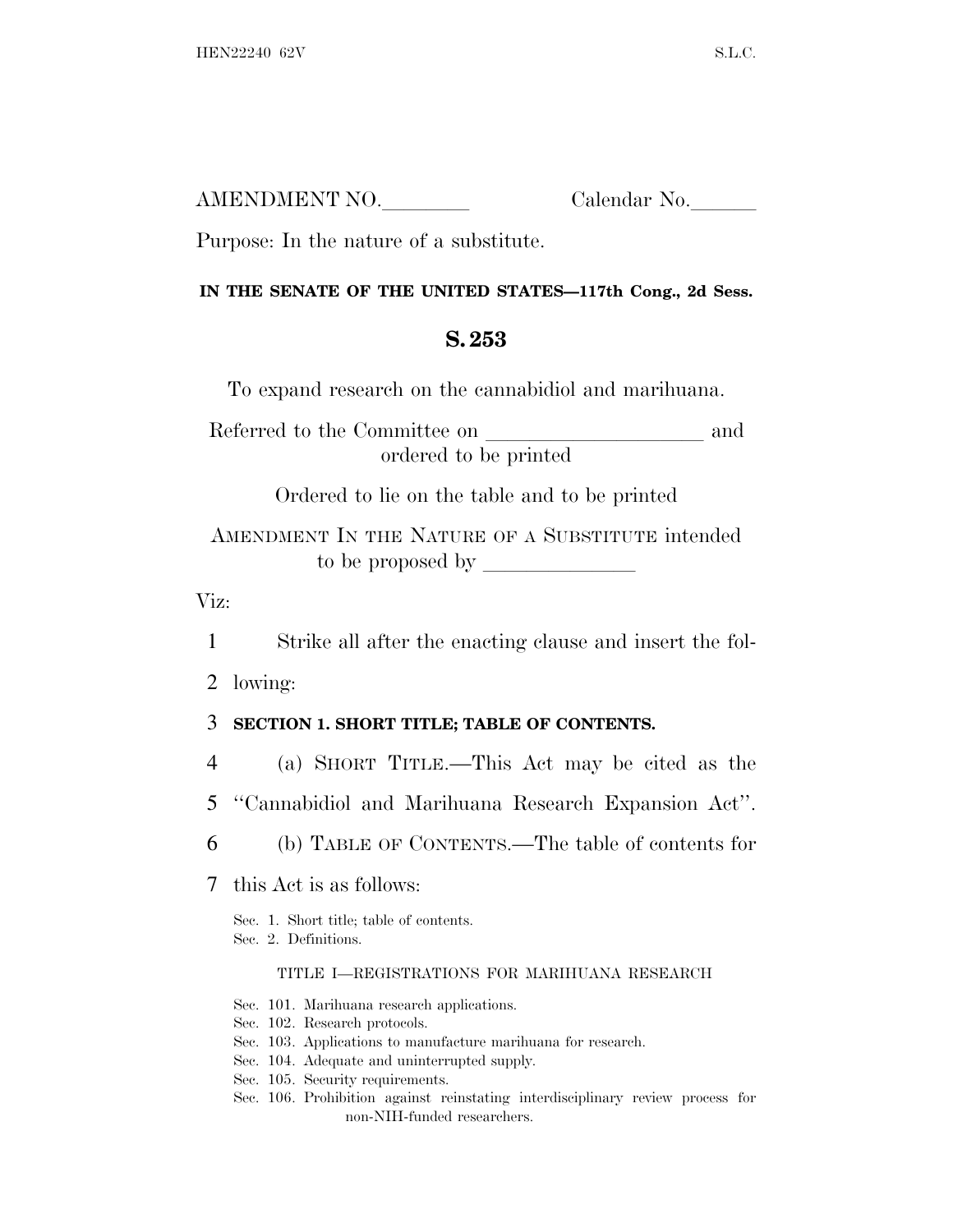AMENDMENT NO.________ Calendar No.______

Purpose: In the nature of a substitute.

**IN THE SENATE OF THE UNITED STATES—117th Cong., 2d Sess.**

# S. 253

To expand research on the cannabidiol and marihuana.

Referred to the Committee on ____________________ and ordered to be printed

Ordered to lie on the table and to be printed

AMENDMENT IN THE NATURE OF A SUBSTITUTE intended to be proposed by ______________

Viz:

1 Strike all after the enacting clause and insert the fol-
2 lowing:

3 **SECTION 1. SHORT TITLE; TABLE OF CONTENTS.**

4 (a) SHORT TITLE.—This Act may be cited as the
5 ''Cannabidiol and Marihuana Research Expansion Act''.

6 (b) TABLE OF CONTENTS.—The table of contents for
7 this Act is as follows:

Sec. 1. Short title; table of contents.
Sec. 2. Definitions.

TITLE I—REGISTRATIONS FOR MARIHUANA RESEARCH

Sec. 101. Marihuana research applications.
Sec. 102. Research protocols.
Sec. 103. Applications to manufacture marihuana for research.
Sec. 104. Adequate and uninterrupted supply.
Sec. 105. Security requirements.
Sec. 106. Prohibition against reinstating interdisciplinary review process for non-NIH-funded researchers.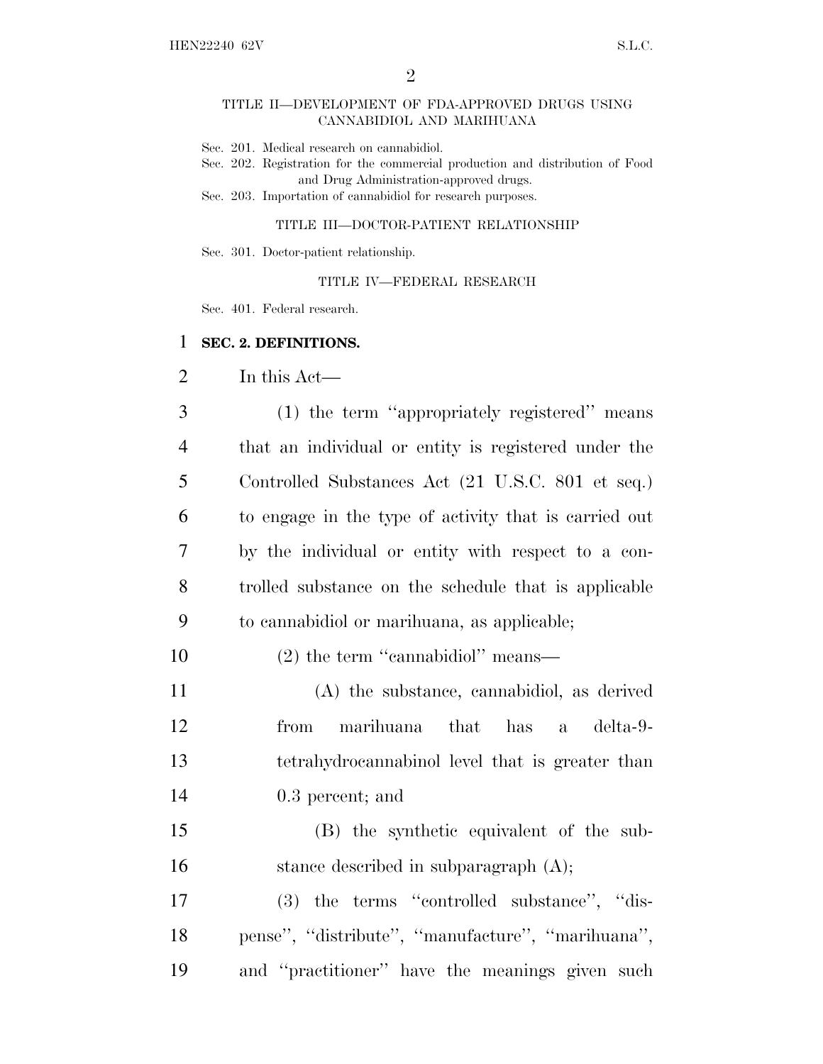TITLE II—DEVELOPMENT OF FDA-APPROVED DRUGS USING CANNABIDIOL AND MARIHUANA

Sec. 201. Medical research on cannabidiol.
Sec. 202. Registration for the commercial production and distribution of Food and Drug Administration-approved drugs.
Sec. 203. Importation of cannabidiol for research purposes.

TITLE III—DOCTOR-PATIENT RELATIONSHIP

Sec. 301. Doctor-patient relationship.

TITLE IV—FEDERAL RESEARCH

Sec. 401. Federal research.

**SEC. 2. DEFINITIONS.**

In this Act—

(1) the term ''appropriately registered'' means that an individual or entity is registered under the Controlled Substances Act (21 U.S.C. 801 et seq.) to engage in the type of activity that is carried out by the individual or entity with respect to a controlled substance on the schedule that is applicable to cannabidiol or marihuana, as applicable;

(2) the term ''cannabidiol'' means—

(A) the substance, cannabidiol, as derived from marihuana that has a delta-9-tetrahydrocannabinol level that is greater than 0.3 percent; and

(B) the synthetic equivalent of the substance described in subparagraph (A);

(3) the terms ''controlled substance'', ''dispense'', ''distribute'', ''manufacture'', ''marihuana'', and ''practitioner'' have the meanings given such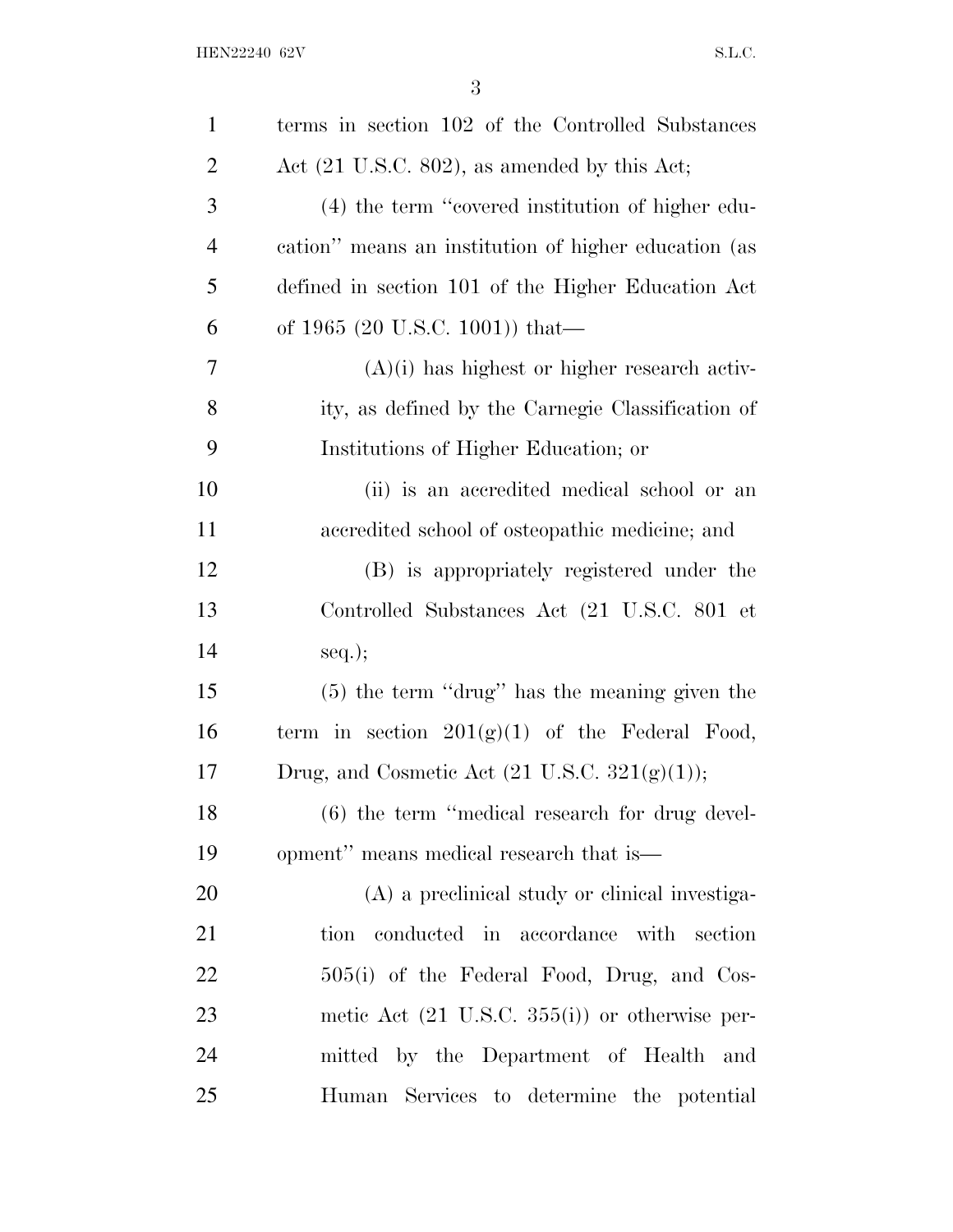terms in section 102 of the Controlled Substances Act (21 U.S.C. 802), as amended by this Act;

(4) the term "covered institution of higher education" means an institution of higher education (as defined in section 101 of the Higher Education Act of 1965 (20 U.S.C. 1001)) that—

(A)(i) has highest or higher research activity, as defined by the Carnegie Classification of Institutions of Higher Education; or

(ii) is an accredited medical school or an accredited school of osteopathic medicine; and

(B) is appropriately registered under the Controlled Substances Act (21 U.S.C. 801 et seq.);

(5) the term "drug" has the meaning given the term in section 201(g)(1) of the Federal Food, Drug, and Cosmetic Act (21 U.S.C. 321(g)(1));

(6) the term "medical research for drug development" means medical research that is—

(A) a preclinical study or clinical investigation conducted in accordance with section 505(i) of the Federal Food, Drug, and Cosmetic Act (21 U.S.C. 355(i)) or otherwise permitted by the Department of Health and Human Services to determine the potential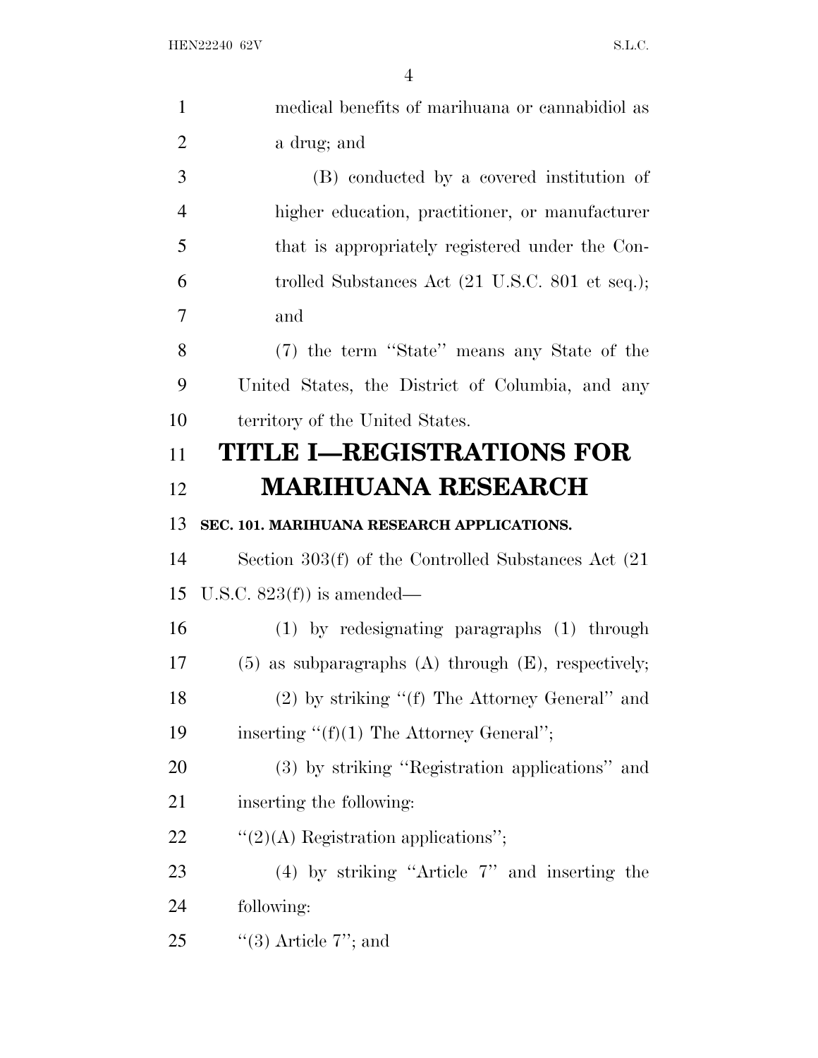medical benefits of marihuana or cannabidiol as a drug; and

(B) conducted by a covered institution of higher education, practitioner, or manufacturer that is appropriately registered under the Controlled Substances Act (21 U.S.C. 801 et seq.); and

(7) the term ''State'' means any State of the United States, the District of Columbia, and any territory of the United States.

# TITLE I—REGISTRATIONS FOR MARIHUANA RESEARCH

### SEC. 101. MARIHUANA RESEARCH APPLICATIONS.

Section 303(f) of the Controlled Substances Act (21 U.S.C. 823(f)) is amended—

(1) by redesignating paragraphs (1) through (5) as subparagraphs (A) through (E), respectively;

(2) by striking ''(f) The Attorney General'' and inserting ''(f)(1) The Attorney General'';

(3) by striking ''Registration applications'' and inserting the following:

''(2)(A) Registration applications'';

(4) by striking ''Article 7'' and inserting the following:

''(3) Article 7''; and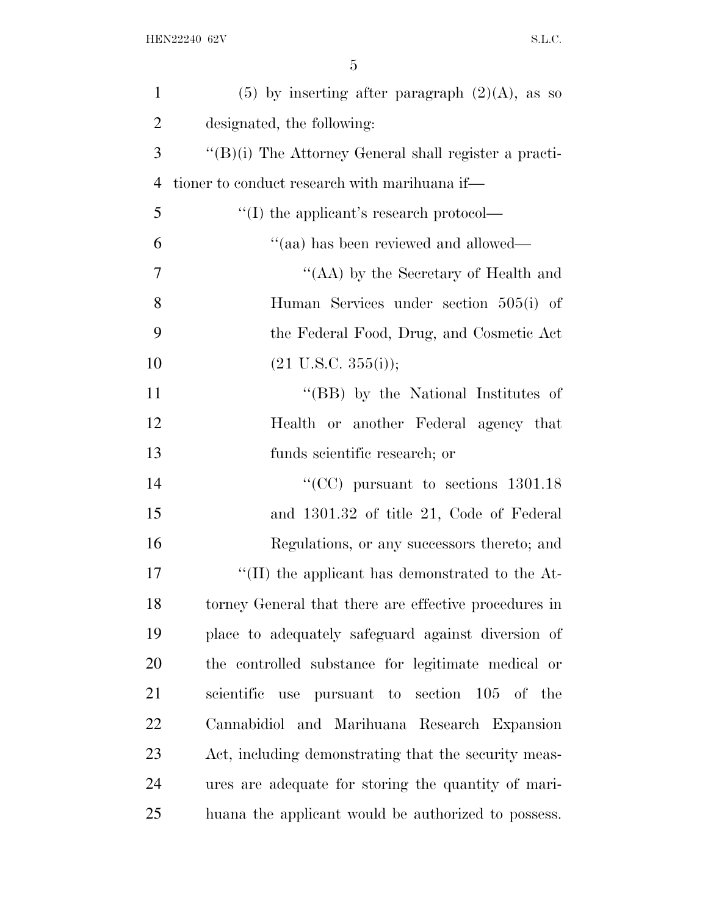(5) by inserting after paragraph (2)(A), as so designated, the following:

"(B)(i) The Attorney General shall register a practitioner to conduct research with marihuana if—

"(I) the applicant's research protocol—

"(aa) has been reviewed and allowed—

"(AA) by the Secretary of Health and Human Services under section 505(i) of the Federal Food, Drug, and Cosmetic Act (21 U.S.C. 355(i));

"(BB) by the National Institutes of Health or another Federal agency that funds scientific research; or

"(CC) pursuant to sections 1301.18 and 1301.32 of title 21, Code of Federal Regulations, or any successors thereto; and

"(II) the applicant has demonstrated to the Attorney General that there are effective procedures in place to adequately safeguard against diversion of the controlled substance for legitimate medical or scientific use pursuant to section 105 of the Cannabidiol and Marihuana Research Expansion Act, including demonstrating that the security measures are adequate for storing the quantity of marihuana the applicant would be authorized to possess.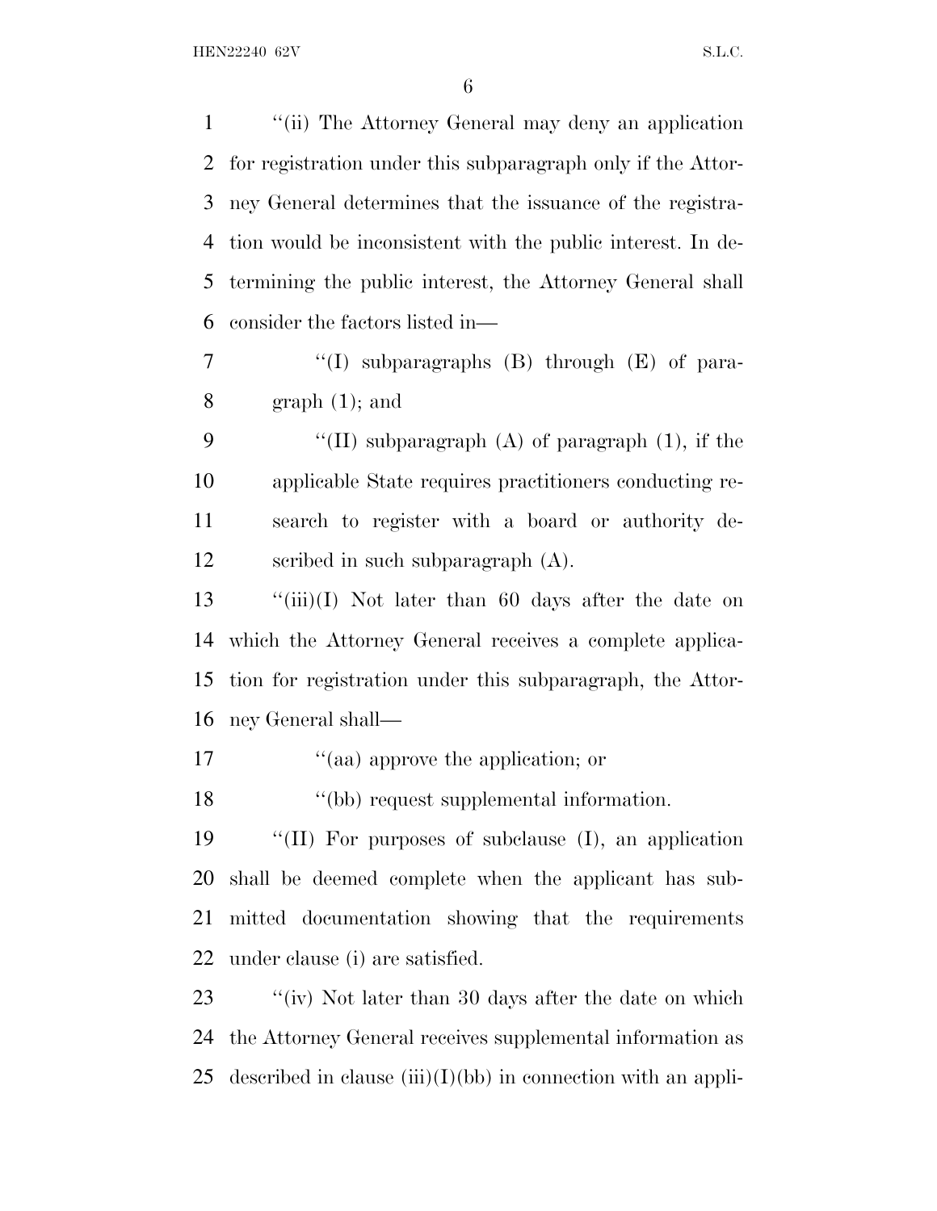"(ii) The Attorney General may deny an application for registration under this subparagraph only if the Attorney General determines that the issuance of the registration would be inconsistent with the public interest. In determining the public interest, the Attorney General shall consider the factors listed in—

"(I) subparagraphs (B) through (E) of paragraph (1); and

"(II) subparagraph (A) of paragraph (1), if the applicable State requires practitioners conducting research to register with a board or authority described in such subparagraph (A).

"(iii)(I) Not later than 60 days after the date on which the Attorney General receives a complete application for registration under this subparagraph, the Attorney General shall—

"(aa) approve the application; or

"(bb) request supplemental information.

"(II) For purposes of subclause (I), an application shall be deemed complete when the applicant has submitted documentation showing that the requirements under clause (i) are satisfied.

"(iv) Not later than 30 days after the date on which the Attorney General receives supplemental information as described in clause (iii)(I)(bb) in connection with an appli-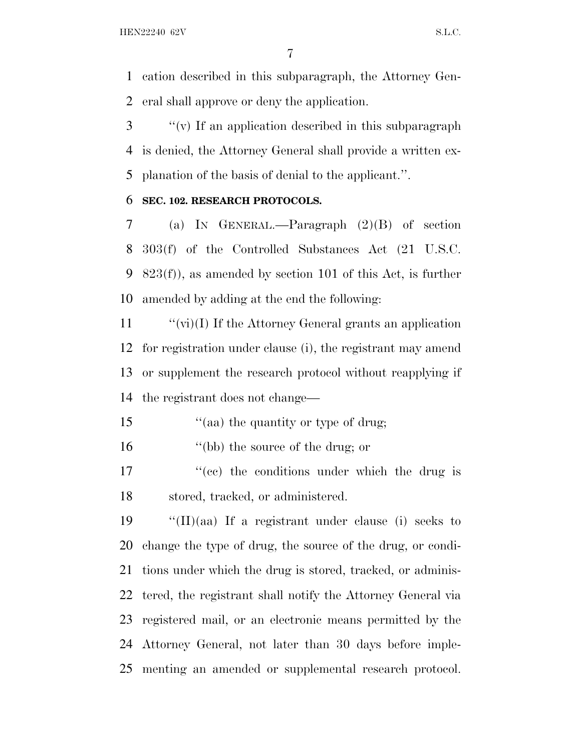cation described in this subparagraph, the Attorney General shall approve or deny the application.

''(v) If an application described in this subparagraph is denied, the Attorney General shall provide a written explanation of the basis of denial to the applicant.''.

**SEC. 102. RESEARCH PROTOCOLS.**

(a) IN GENERAL.—Paragraph (2)(B) of section 303(f) of the Controlled Substances Act (21 U.S.C. 823(f)), as amended by section 101 of this Act, is further amended by adding at the end the following:

''(vi)(I) If the Attorney General grants an application for registration under clause (i), the registrant may amend or supplement the research protocol without reapplying if the registrant does not change—

''(aa) the quantity or type of drug;

''(bb) the source of the drug; or

''(cc) the conditions under which the drug is stored, tracked, or administered.

''(II)(aa) If a registrant under clause (i) seeks to change the type of drug, the source of the drug, or conditions under which the drug is stored, tracked, or administered, the registrant shall notify the Attorney General via registered mail, or an electronic means permitted by the Attorney General, not later than 30 days before implementing an amended or supplemental research protocol.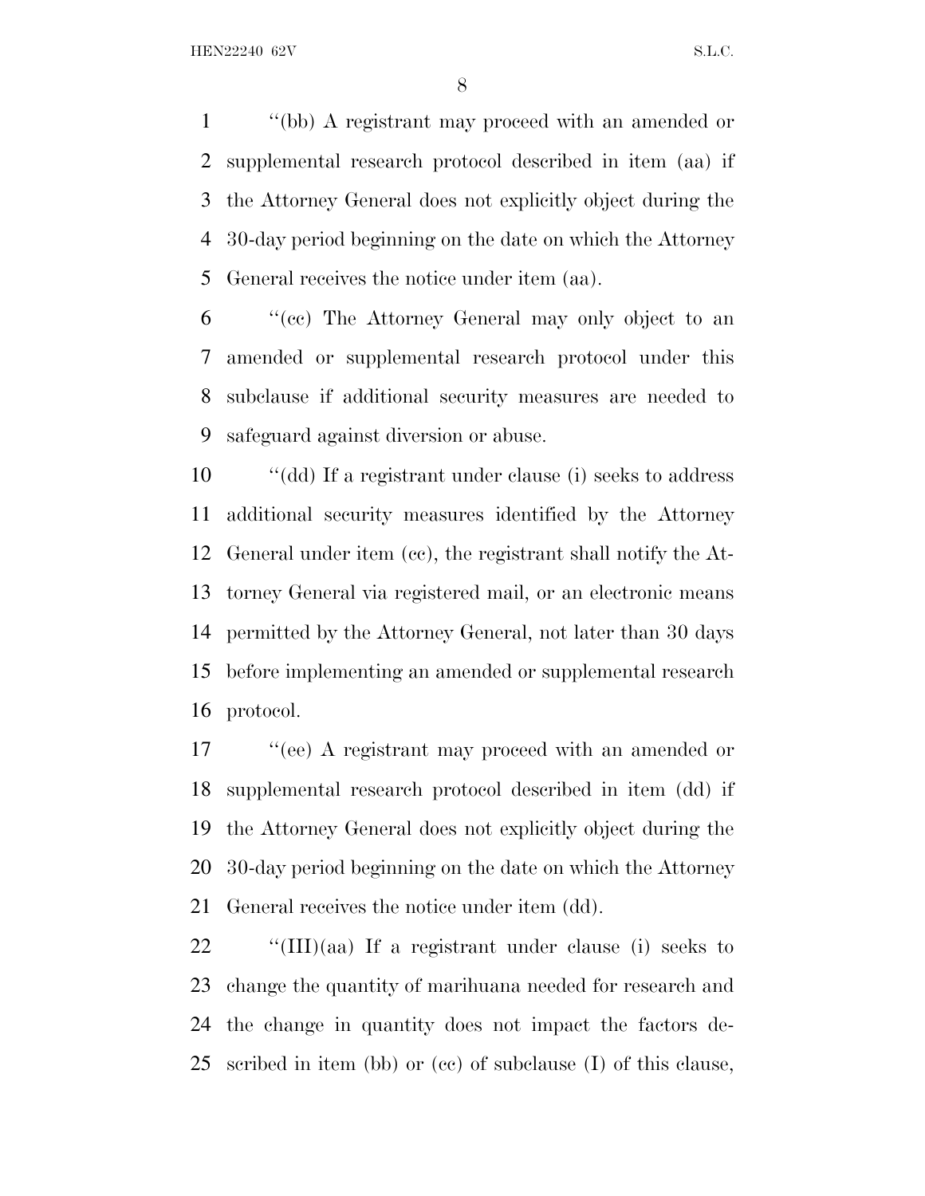''(bb) A registrant may proceed with an amended or supplemental research protocol described in item (aa) if the Attorney General does not explicitly object during the 30-day period beginning on the date on which the Attorney General receives the notice under item (aa).

''(cc) The Attorney General may only object to an amended or supplemental research protocol under this subclause if additional security measures are needed to safeguard against diversion or abuse.

''(dd) If a registrant under clause (i) seeks to address additional security measures identified by the Attorney General under item (cc), the registrant shall notify the Attorney General via registered mail, or an electronic means permitted by the Attorney General, not later than 30 days before implementing an amended or supplemental research protocol.

''(ee) A registrant may proceed with an amended or supplemental research protocol described in item (dd) if the Attorney General does not explicitly object during the 30-day period beginning on the date on which the Attorney General receives the notice under item (dd).

''(III)(aa) If a registrant under clause (i) seeks to change the quantity of marihuana needed for research and the change in quantity does not impact the factors described in item (bb) or (cc) of subclause (I) of this clause,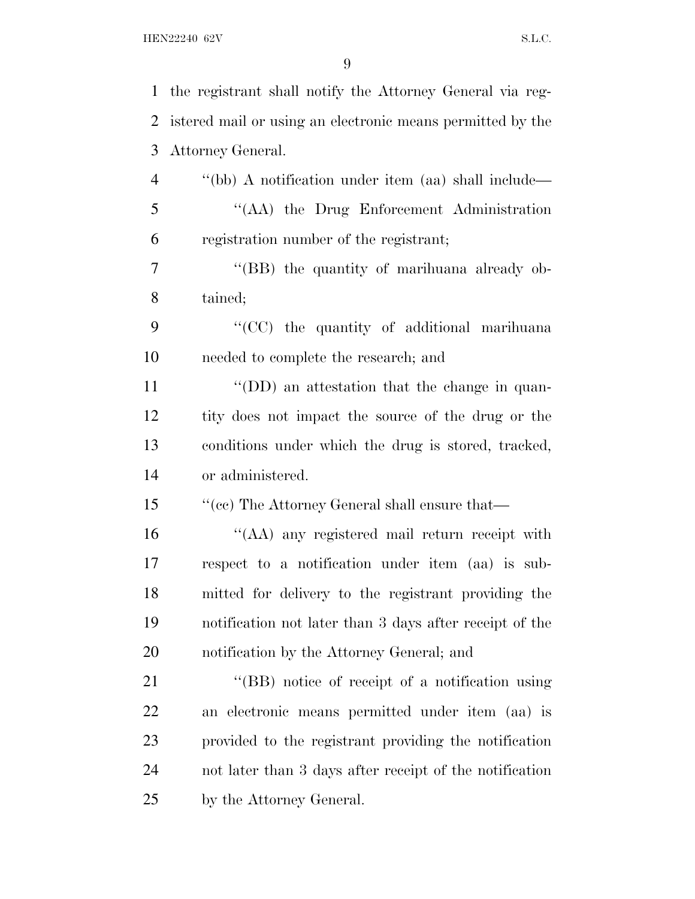the registrant shall notify the Attorney General via registered mail or using an electronic means permitted by the Attorney General.

"(bb) A notification under item (aa) shall include—

"(AA) the Drug Enforcement Administration registration number of the registrant;

"(BB) the quantity of marihuana already obtained;

"(CC) the quantity of additional marihuana needed to complete the research; and

"(DD) an attestation that the change in quantity does not impact the source of the drug or the conditions under which the drug is stored, tracked, or administered.

"(cc) The Attorney General shall ensure that—

"(AA) any registered mail return receipt with respect to a notification under item (aa) is submitted for delivery to the registrant providing the notification not later than 3 days after receipt of the notification by the Attorney General; and

"(BB) notice of receipt of a notification using an electronic means permitted under item (aa) is provided to the registrant providing the notification not later than 3 days after receipt of the notification by the Attorney General.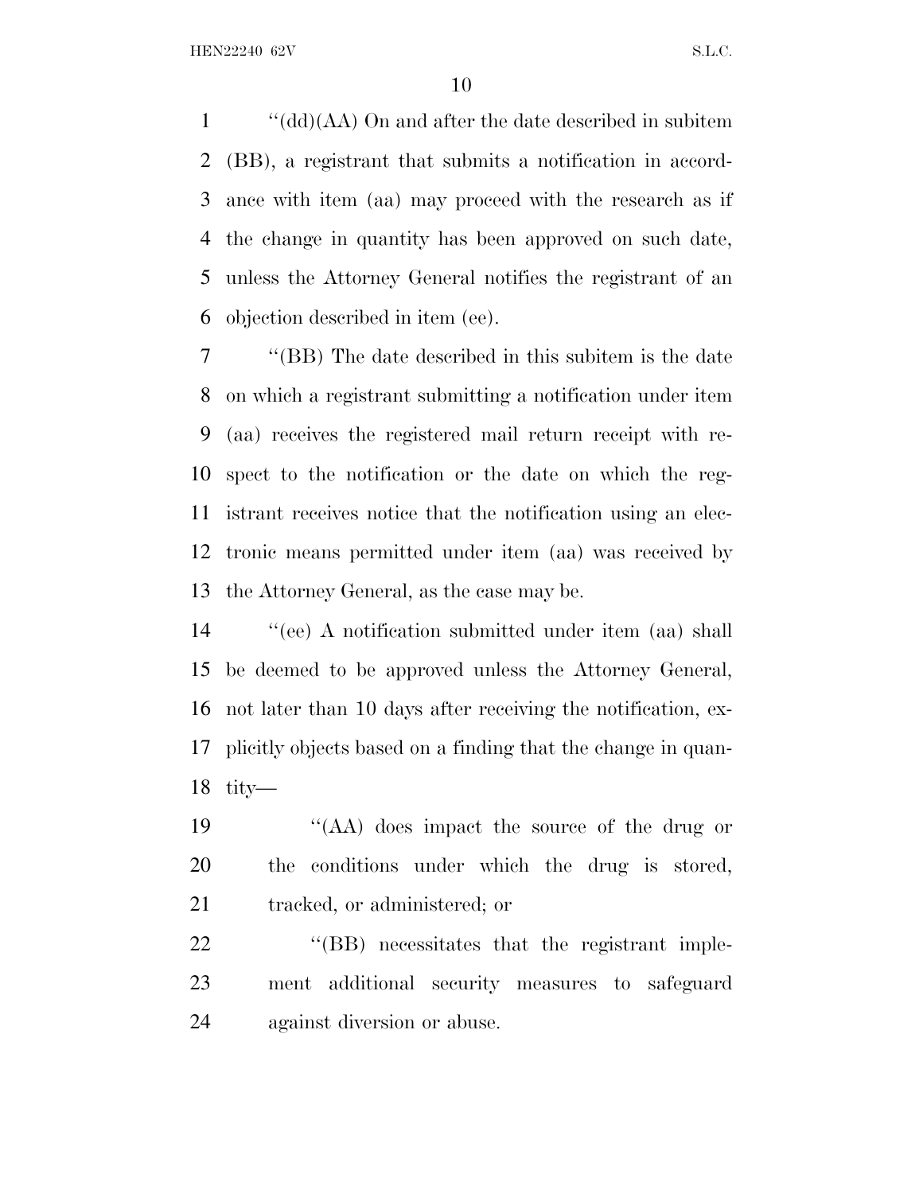''(dd)(AA) On and after the date described in subitem (BB), a registrant that submits a notification in accordance with item (aa) may proceed with the research as if the change in quantity has been approved on such date, unless the Attorney General notifies the registrant of an objection described in item (ee).

''(BB) The date described in this subitem is the date on which a registrant submitting a notification under item (aa) receives the registered mail return receipt with respect to the notification or the date on which the registrant receives notice that the notification using an electronic means permitted under item (aa) was received by the Attorney General, as the case may be.

''(ee) A notification submitted under item (aa) shall be deemed to be approved unless the Attorney General, not later than 10 days after receiving the notification, explicitly objects based on a finding that the change in quantity—

''(AA) does impact the source of the drug or the conditions under which the drug is stored, tracked, or administered; or

''(BB) necessitates that the registrant implement additional security measures to safeguard against diversion or abuse.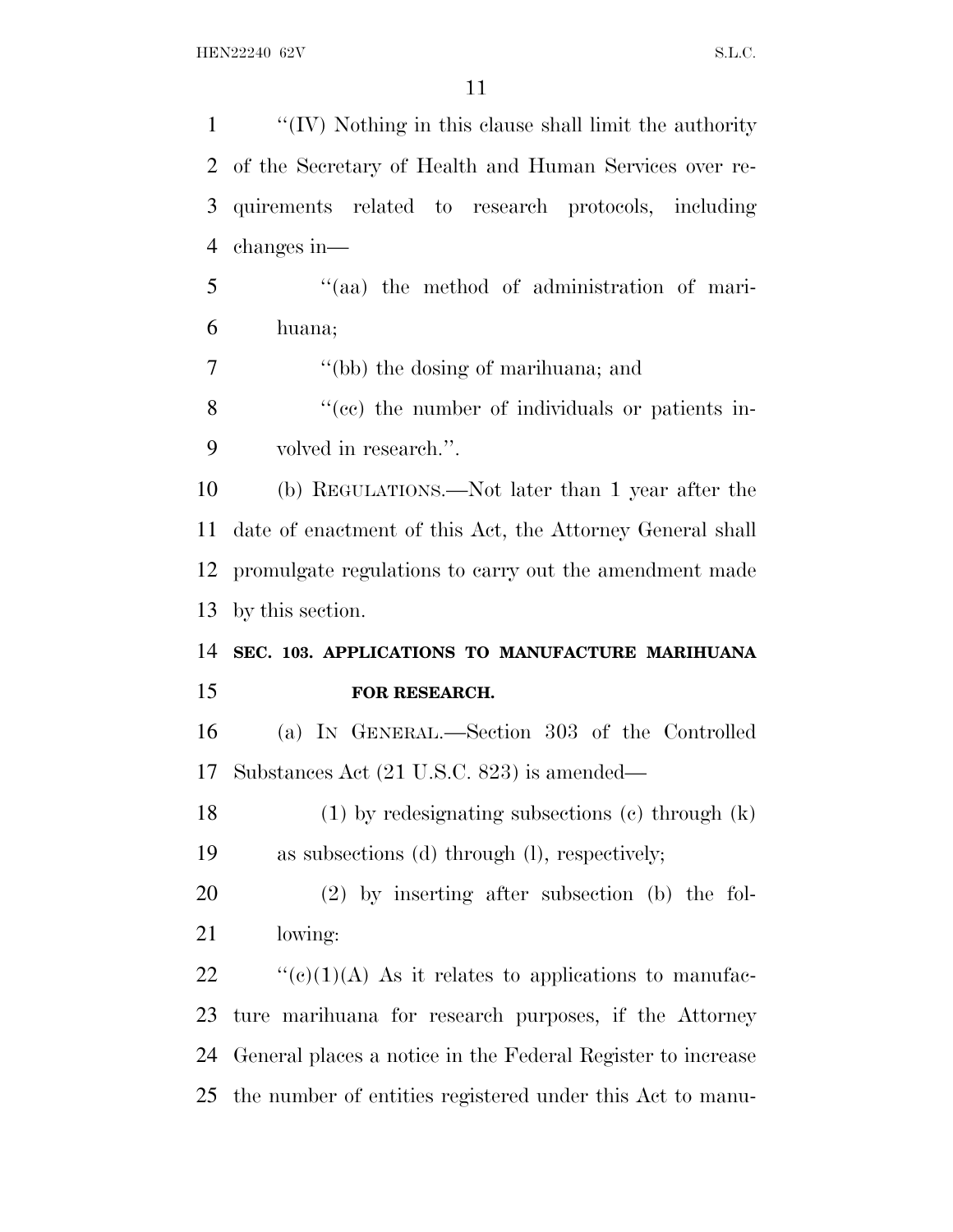"(IV) Nothing in this clause shall limit the authority of the Secretary of Health and Human Services over requirements related to research protocols, including changes in—

"(aa) the method of administration of marihuana;

"(bb) the dosing of marihuana; and

"(cc) the number of individuals or patients involved in research.".

(b) REGULATIONS.—Not later than 1 year after the date of enactment of this Act, the Attorney General shall promulgate regulations to carry out the amendment made by this section.

**SEC. 103. APPLICATIONS TO MANUFACTURE MARIHUANA FOR RESEARCH.**

(a) IN GENERAL.—Section 303 of the Controlled Substances Act (21 U.S.C. 823) is amended—

(1) by redesignating subsections (c) through (k) as subsections (d) through (l), respectively;

(2) by inserting after subsection (b) the following:

"(c)(1)(A) As it relates to applications to manufacture marihuana for research purposes, if the Attorney General places a notice in the Federal Register to increase the number of entities registered under this Act to manu-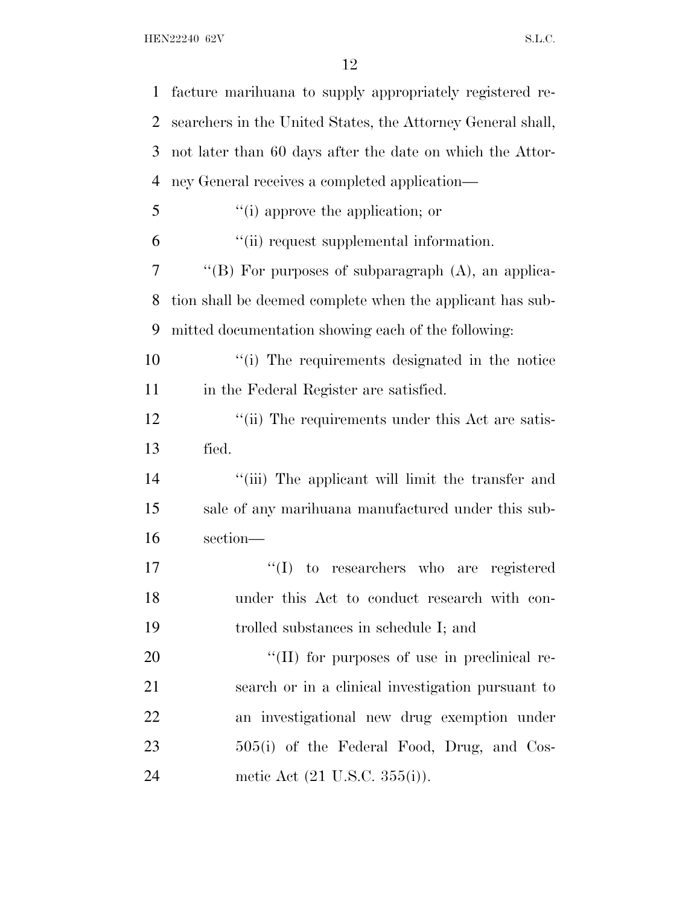facture marihuana to supply appropriately registered researchers in the United States, the Attorney General shall, not later than 60 days after the date on which the Attorney General receives a completed application—

''(i) approve the application; or

''(ii) request supplemental information.

''(B) For purposes of subparagraph (A), an application shall be deemed complete when the applicant has submitted documentation showing each of the following:

''(i) The requirements designated in the notice in the Federal Register are satisfied.

''(ii) The requirements under this Act are satisfied.

''(iii) The applicant will limit the transfer and sale of any marihuana manufactured under this subsection—

''(I) to researchers who are registered under this Act to conduct research with controlled substances in schedule I; and

''(II) for purposes of use in preclinical research or in a clinical investigation pursuant to an investigational new drug exemption under 505(i) of the Federal Food, Drug, and Cosmetic Act (21 U.S.C. 355(i)).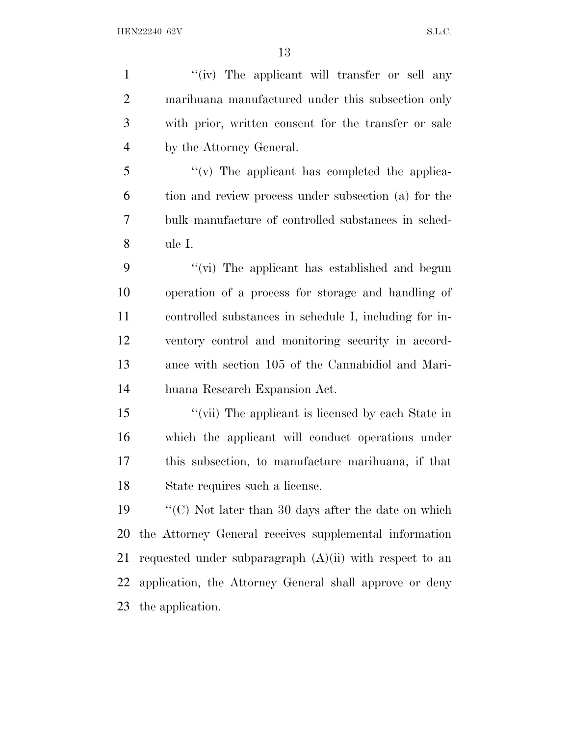''(iv) The applicant will transfer or sell any marihuana manufactured under this subsection only with prior, written consent for the transfer or sale by the Attorney General.

''(v) The applicant has completed the application and review process under subsection (a) for the bulk manufacture of controlled substances in schedule I.

''(vi) The applicant has established and begun operation of a process for storage and handling of controlled substances in schedule I, including for inventory control and monitoring security in accordance with section 105 of the Cannabidiol and Marihuana Research Expansion Act.

''(vii) The applicant is licensed by each State in which the applicant will conduct operations under this subsection, to manufacture marihuana, if that State requires such a license.

''(C) Not later than 30 days after the date on which the Attorney General receives supplemental information requested under subparagraph (A)(ii) with respect to an application, the Attorney General shall approve or deny the application.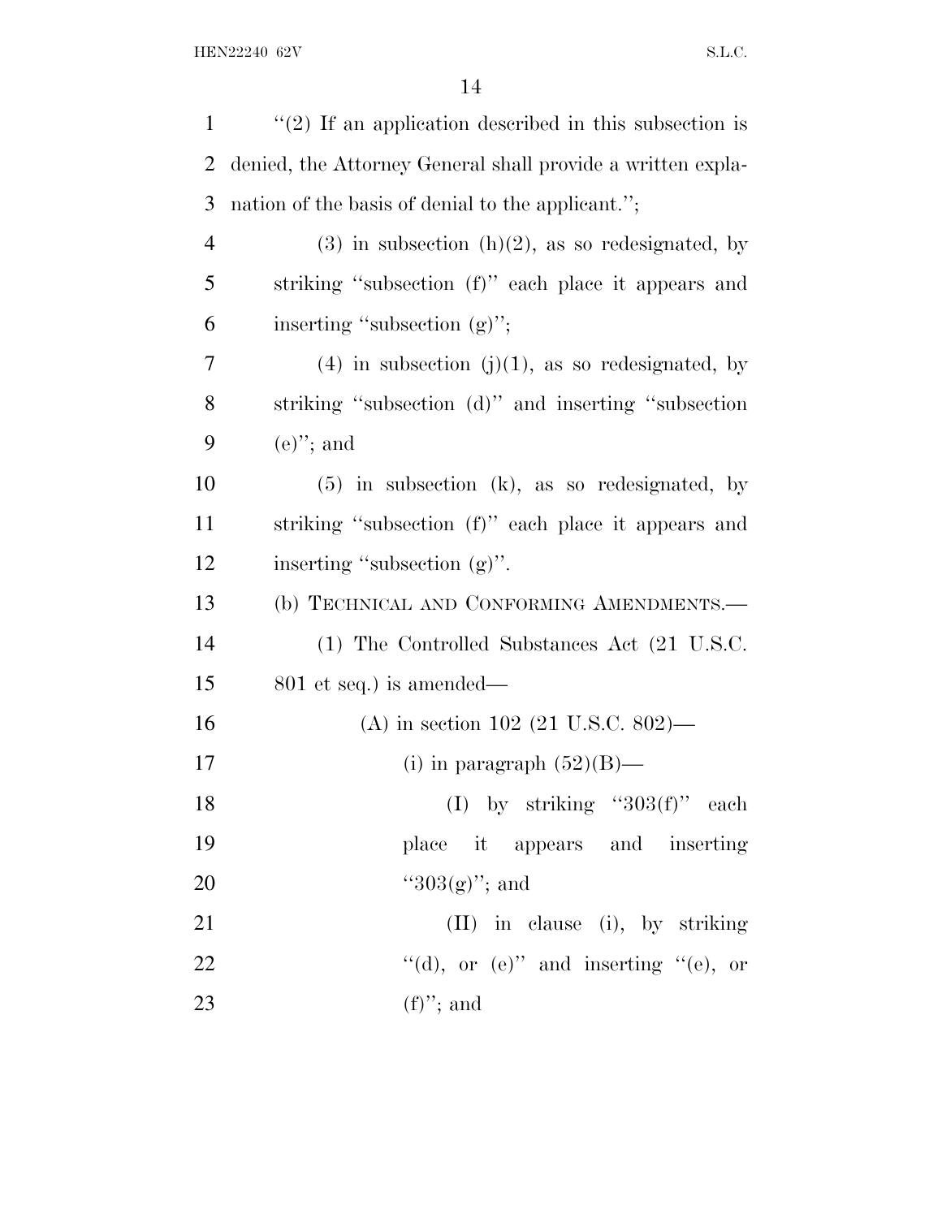"(2) If an application described in this subsection is denied, the Attorney General shall provide a written explanation of the basis of denial to the applicant.";

(3) in subsection (h)(2), as so redesignated, by striking "subsection (f)" each place it appears and inserting "subsection (g)";

(4) in subsection (j)(1), as so redesignated, by striking "subsection (d)" and inserting "subsection (e)"; and

(5) in subsection (k), as so redesignated, by striking "subsection (f)" each place it appears and inserting "subsection (g)".

(b) TECHNICAL AND CONFORMING AMENDMENTS.—

(1) The Controlled Substances Act (21 U.S.C. 801 et seq.) is amended—

(A) in section 102 (21 U.S.C. 802)—

(i) in paragraph (52)(B)—

(I) by striking "303(f)" each place it appears and inserting "303(g)"; and

(II) in clause (i), by striking "(d), or (e)" and inserting "(e), or (f)"; and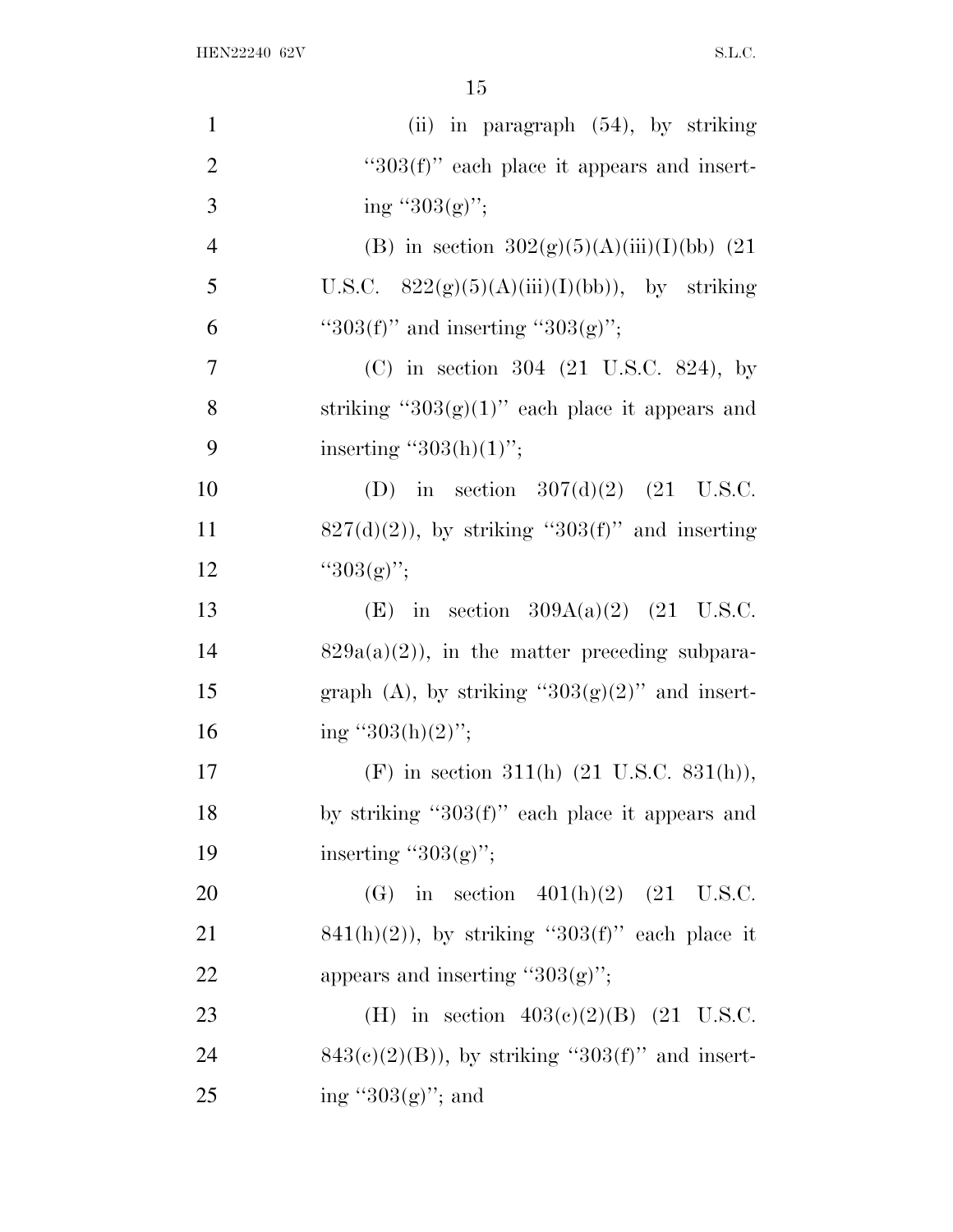(ii) in paragraph (54), by striking "303(f)" each place it appears and inserting "303(g)";

(B) in section 302(g)(5)(A)(iii)(I)(bb) (21 U.S.C. 822(g)(5)(A)(iii)(I)(bb)), by striking "303(f)" and inserting "303(g)";

(C) in section 304 (21 U.S.C. 824), by striking "303(g)(1)" each place it appears and inserting "303(h)(1)";

(D) in section 307(d)(2) (21 U.S.C. 827(d)(2)), by striking "303(f)" and inserting "303(g)";

(E) in section 309A(a)(2) (21 U.S.C. 829a(a)(2)), in the matter preceding subparagraph (A), by striking "303(g)(2)" and inserting "303(h)(2)";

(F) in section 311(h) (21 U.S.C. 831(h)), by striking "303(f)" each place it appears and inserting "303(g)";

(G) in section 401(h)(2) (21 U.S.C. 841(h)(2)), by striking "303(f)" each place it appears and inserting "303(g)";

(H) in section 403(c)(2)(B) (21 U.S.C. 843(c)(2)(B)), by striking "303(f)" and inserting "303(g)"; and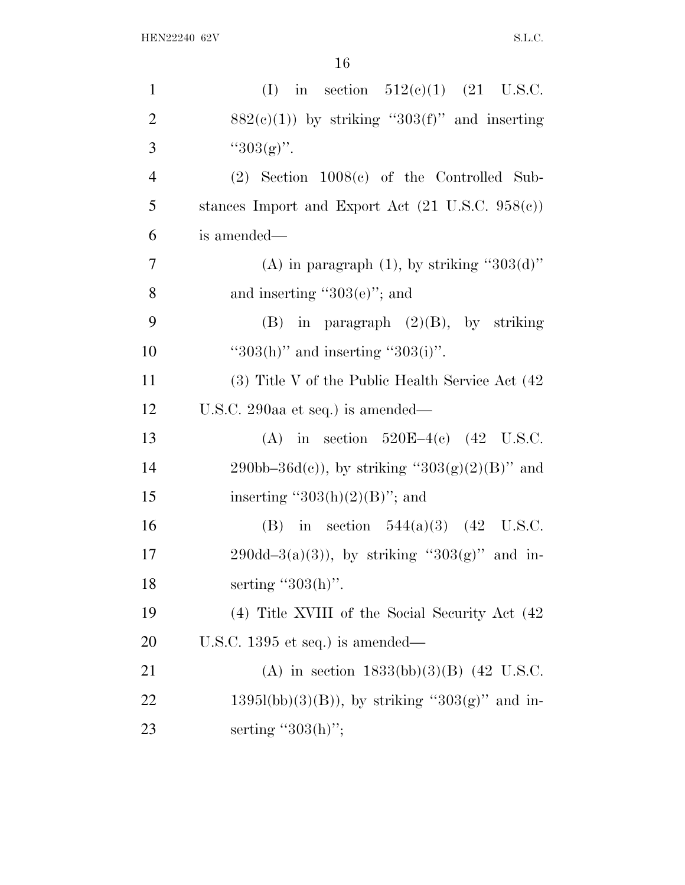(I) in section 512(c)(1) (21 U.S.C. 882(c)(1)) by striking "303(f)" and inserting "303(g)".

(2) Section 1008(c) of the Controlled Substances Import and Export Act (21 U.S.C. 958(c)) is amended—

(A) in paragraph (1), by striking "303(d)" and inserting "303(e)"; and

(B) in paragraph (2)(B), by striking "303(h)" and inserting "303(i)".

(3) Title V of the Public Health Service Act (42 U.S.C. 290aa et seq.) is amended—

(A) in section 520E–4(c) (42 U.S.C. 290bb–36d(c)), by striking "303(g)(2)(B)" and inserting "303(h)(2)(B)"; and

(B) in section 544(a)(3) (42 U.S.C. 290dd–3(a)(3)), by striking "303(g)" and inserting "303(h)".

(4) Title XVIII of the Social Security Act (42 U.S.C. 1395 et seq.) is amended—

(A) in section 1833(bb)(3)(B) (42 U.S.C. 1395l(bb)(3)(B)), by striking "303(g)" and inserting "303(h)";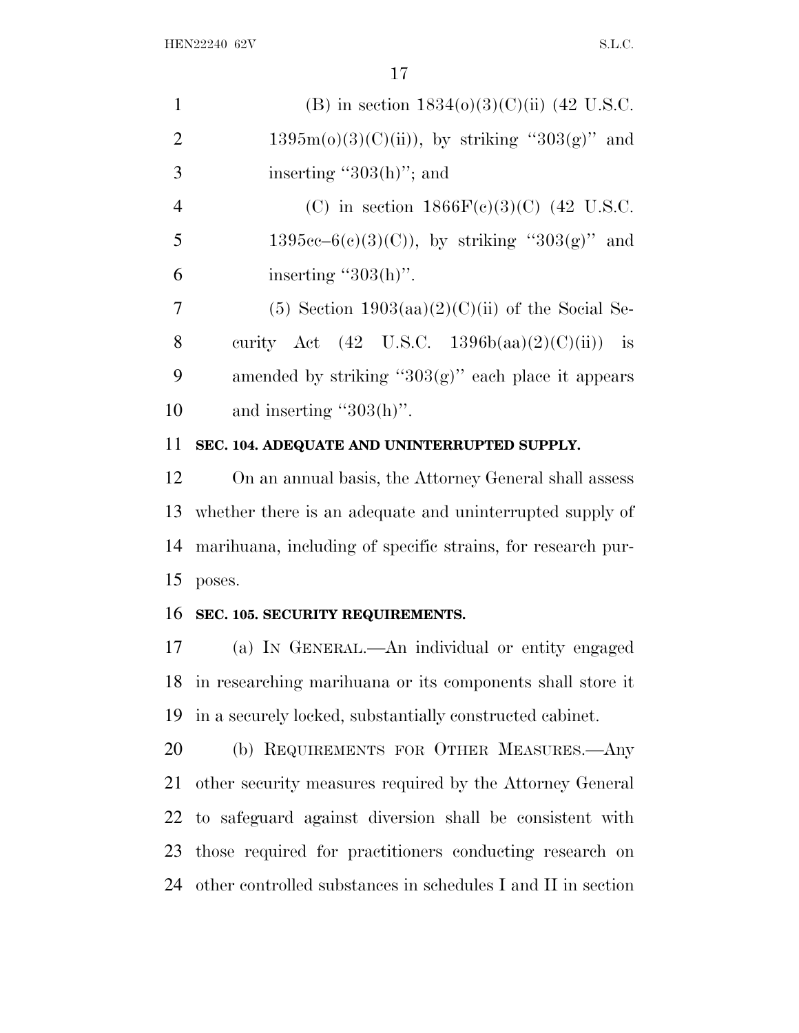(B) in section 1834(o)(3)(C)(ii) (42 U.S.C. 1395m(o)(3)(C)(ii)), by striking "303(g)" and inserting "303(h)"; and

(C) in section 1866F(c)(3)(C) (42 U.S.C. 1395cc–6(c)(3)(C)), by striking "303(g)" and inserting "303(h)".

(5) Section 1903(aa)(2)(C)(ii) of the Social Security Act (42 U.S.C. 1396b(aa)(2)(C)(ii)) is amended by striking "303(g)" each place it appears and inserting "303(h)".

**SEC. 104. ADEQUATE AND UNINTERRUPTED SUPPLY.**

On an annual basis, the Attorney General shall assess whether there is an adequate and uninterrupted supply of marihuana, including of specific strains, for research purposes.

**SEC. 105. SECURITY REQUIREMENTS.**

(a) IN GENERAL.—An individual or entity engaged in researching marihuana or its components shall store it in a securely locked, substantially constructed cabinet.

(b) REQUIREMENTS FOR OTHER MEASURES.—Any other security measures required by the Attorney General to safeguard against diversion shall be consistent with those required for practitioners conducting research on other controlled substances in schedules I and II in section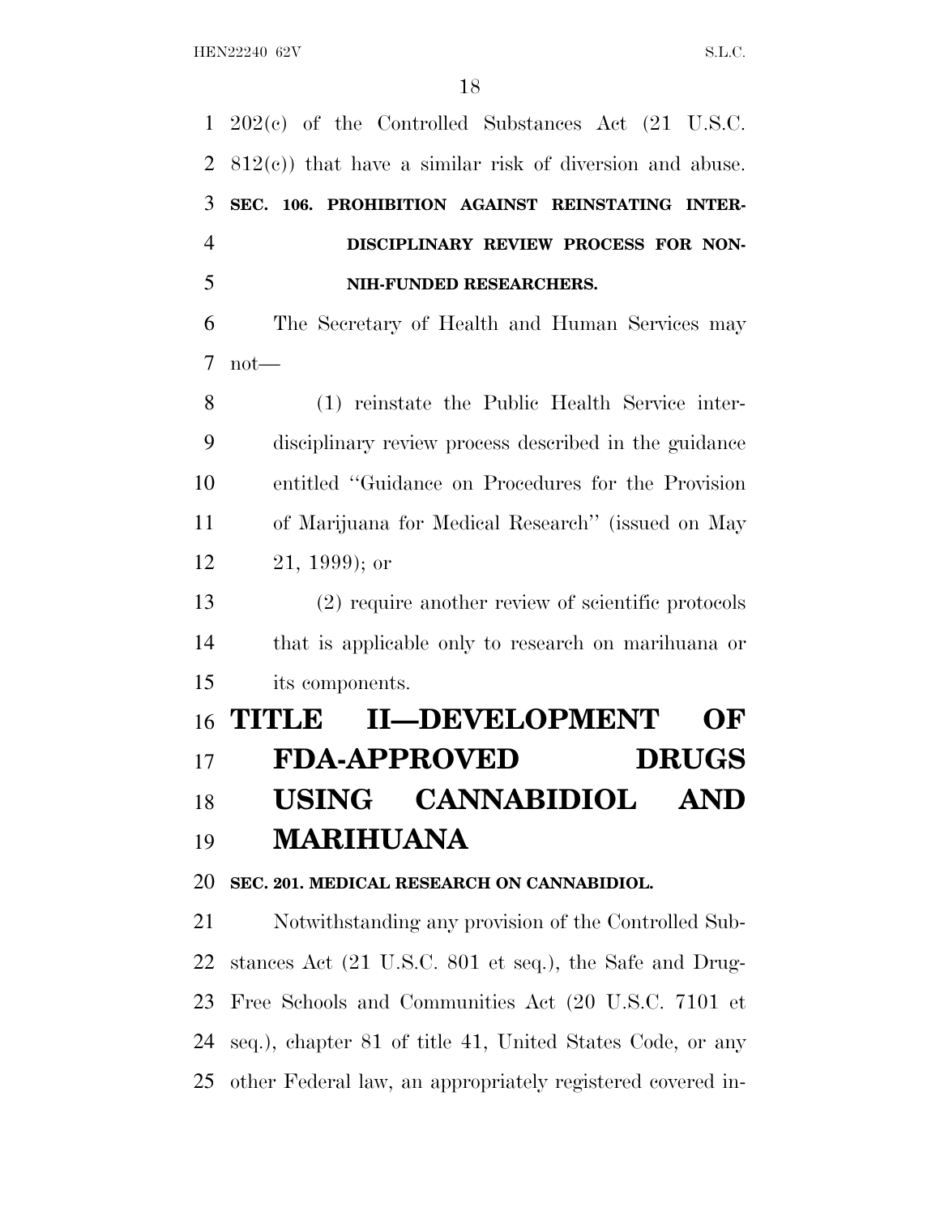202(c) of the Controlled Substances Act (21 U.S.C. 812(c)) that have a similar risk of diversion and abuse.

### SEC. 106. PROHIBITION AGAINST REINSTATING INTERDISCIPLINARY REVIEW PROCESS FOR NON-NIH-FUNDED RESEARCHERS.

The Secretary of Health and Human Services may not—

(1) reinstate the Public Health Service interdisciplinary review process described in the guidance entitled "Guidance on Procedures for the Provision of Marijuana for Medical Research" (issued on May 21, 1999); or

(2) require another review of scientific protocols that is applicable only to research on marihuana or its components.

## TITLE II—DEVELOPMENT OF FDA-APPROVED DRUGS USING CANNABIDIOL AND MARIHUANA

### SEC. 201. MEDICAL RESEARCH ON CANNABIDIOL.

Notwithstanding any provision of the Controlled Substances Act (21 U.S.C. 801 et seq.), the Safe and Drug-Free Schools and Communities Act (20 U.S.C. 7101 et seq.), chapter 81 of title 41, United States Code, or any other Federal law, an appropriately registered covered in-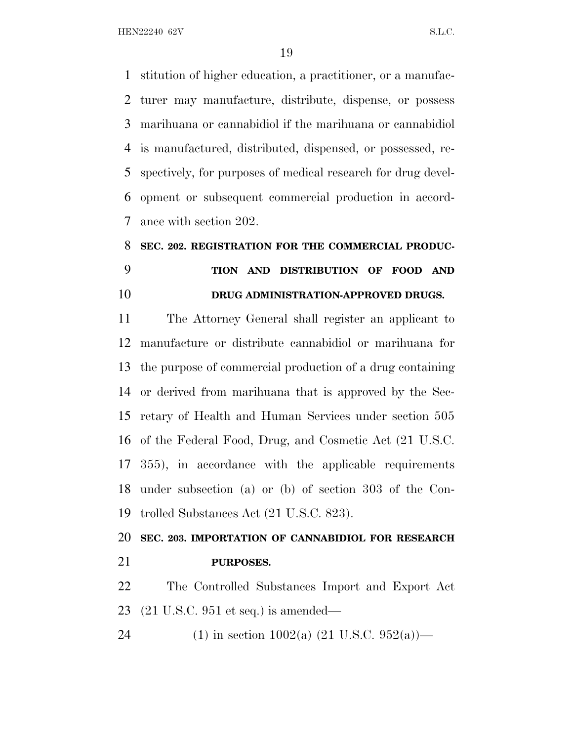stitution of higher education, a practitioner, or a manufacturer may manufacture, distribute, dispense, or possess marihuana or cannabidiol if the marihuana or cannabidiol is manufactured, distributed, dispensed, or possessed, respectively, for purposes of medical research for drug development or subsequent commercial production in accordance with section 202.

**SEC. 202. REGISTRATION FOR THE COMMERCIAL PRODUCTION AND DISTRIBUTION OF FOOD AND DRUG ADMINISTRATION-APPROVED DRUGS.**

The Attorney General shall register an applicant to manufacture or distribute cannabidiol or marihuana for the purpose of commercial production of a drug containing or derived from marihuana that is approved by the Secretary of Health and Human Services under section 505 of the Federal Food, Drug, and Cosmetic Act (21 U.S.C. 355), in accordance with the applicable requirements under subsection (a) or (b) of section 303 of the Controlled Substances Act (21 U.S.C. 823).

**SEC. 203. IMPORTATION OF CANNABIDIOL FOR RESEARCH PURPOSES.**

The Controlled Substances Import and Export Act (21 U.S.C. 951 et seq.) is amended—

(1) in section 1002(a) (21 U.S.C. 952(a))—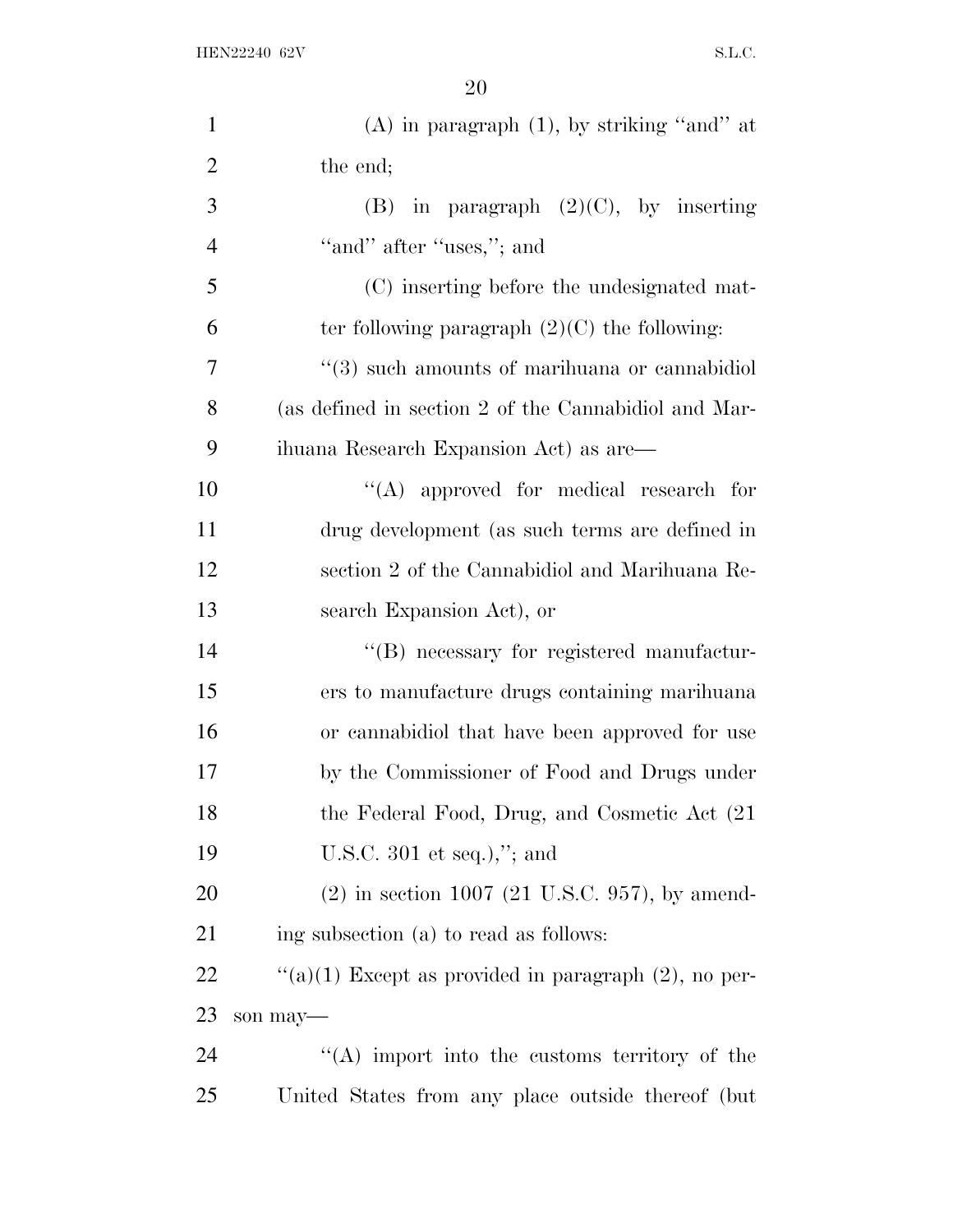(A) in paragraph (1), by striking "and" at the end;

(B) in paragraph (2)(C), by inserting "and" after "uses,"; and

(C) inserting before the undesignated matter following paragraph (2)(C) the following:

"(3) such amounts of marihuana or cannabidiol (as defined in section 2 of the Cannabidiol and Marihuana Research Expansion Act) as are—

"(A) approved for medical research for drug development (as such terms are defined in section 2 of the Cannabidiol and Marihuana Research Expansion Act), or

"(B) necessary for registered manufacturers to manufacture drugs containing marihuana or cannabidiol that have been approved for use by the Commissioner of Food and Drugs under the Federal Food, Drug, and Cosmetic Act (21 U.S.C. 301 et seq.),"; and

(2) in section 1007 (21 U.S.C. 957), by amending subsection (a) to read as follows:

"(a)(1) Except as provided in paragraph (2), no person may—

"(A) import into the customs territory of the United States from any place outside thereof (but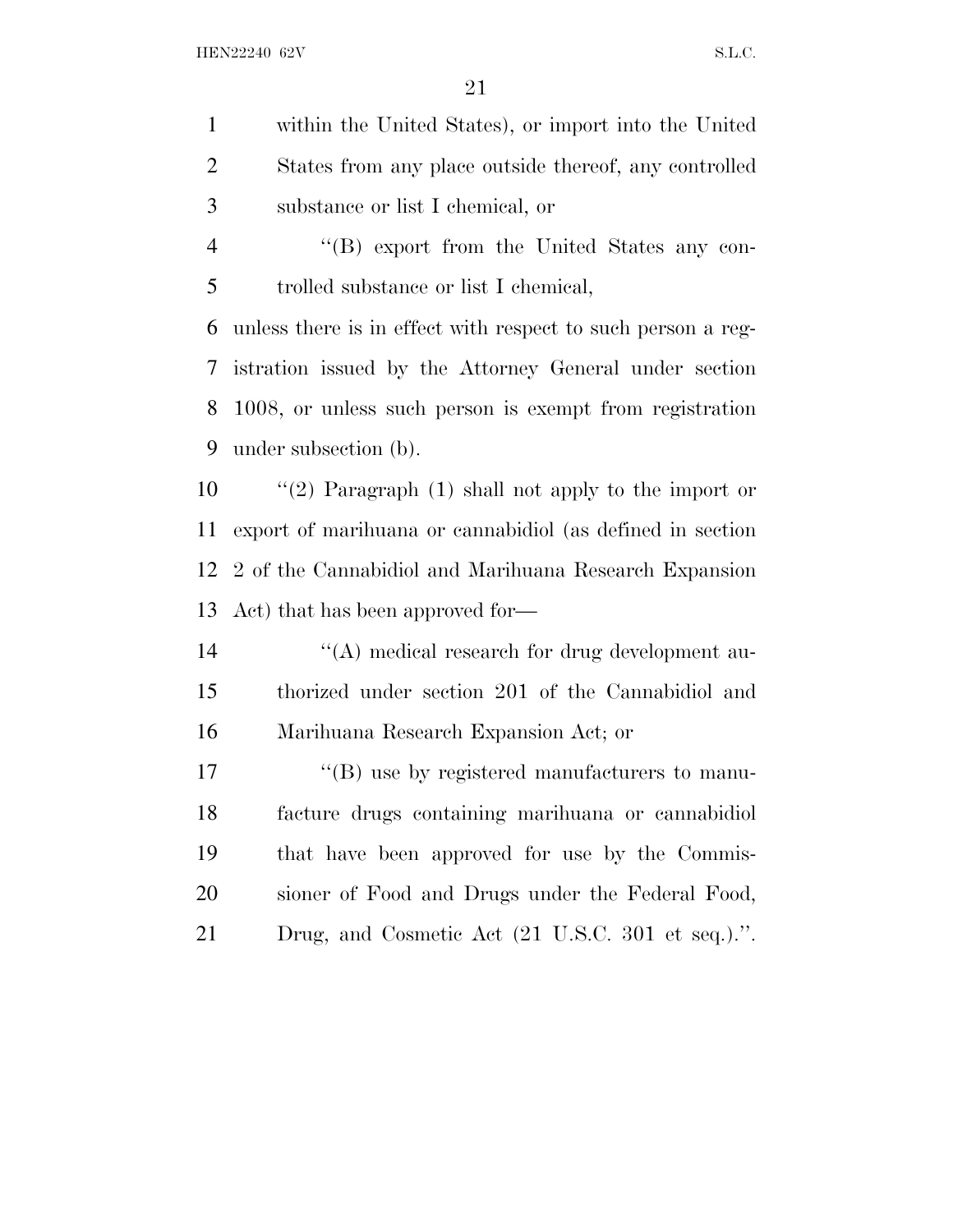within the United States), or import into the United States from any place outside thereof, any controlled substance or list I chemical, or

''(B) export from the United States any controlled substance or list I chemical,

unless there is in effect with respect to such person a registration issued by the Attorney General under section 1008, or unless such person is exempt from registration under subsection (b).

''(2) Paragraph (1) shall not apply to the import or export of marihuana or cannabidiol (as defined in section 2 of the Cannabidiol and Marihuana Research Expansion Act) that has been approved for—

''(A) medical research for drug development authorized under section 201 of the Cannabidiol and Marihuana Research Expansion Act; or

''(B) use by registered manufacturers to manufacture drugs containing marihuana or cannabidiol that have been approved for use by the Commissioner of Food and Drugs under the Federal Food, Drug, and Cosmetic Act (21 U.S.C. 301 et seq.).''.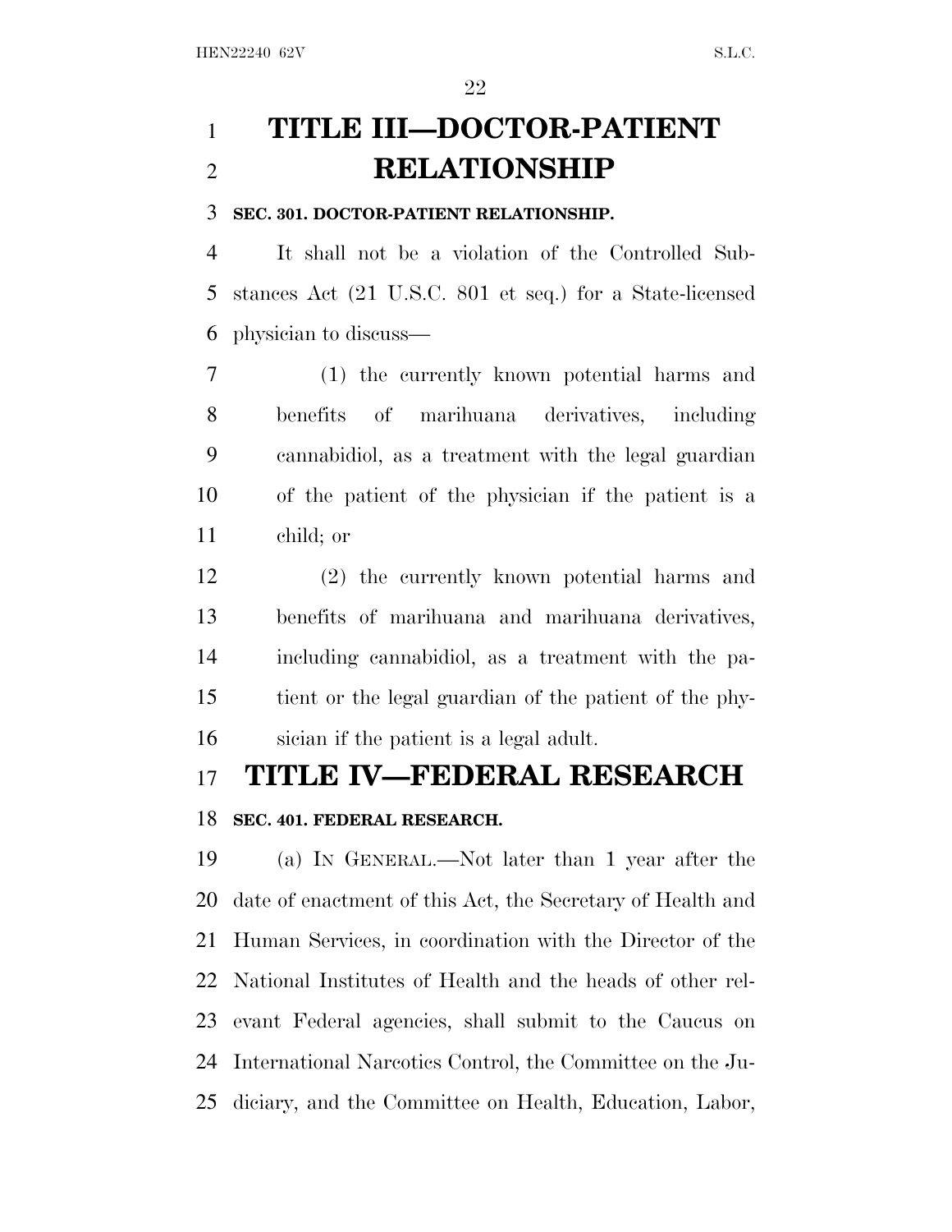# TITLE III—DOCTOR-PATIENT RELATIONSHIP

### SEC. 301. DOCTOR-PATIENT RELATIONSHIP.

It shall not be a violation of the Controlled Substances Act (21 U.S.C. 801 et seq.) for a State-licensed physician to discuss—

(1) the currently known potential harms and benefits of marihuana derivatives, including cannabidiol, as a treatment with the legal guardian of the patient of the physician if the patient is a child; or

(2) the currently known potential harms and benefits of marihuana and marihuana derivatives, including cannabidiol, as a treatment with the patient or the legal guardian of the patient of the physician if the patient is a legal adult.

# TITLE IV—FEDERAL RESEARCH

### SEC. 401. FEDERAL RESEARCH.

(a) IN GENERAL.—Not later than 1 year after the date of enactment of this Act, the Secretary of Health and Human Services, in coordination with the Director of the National Institutes of Health and the heads of other relevant Federal agencies, shall submit to the Caucus on International Narcotics Control, the Committee on the Judiciary, and the Committee on Health, Education, Labor,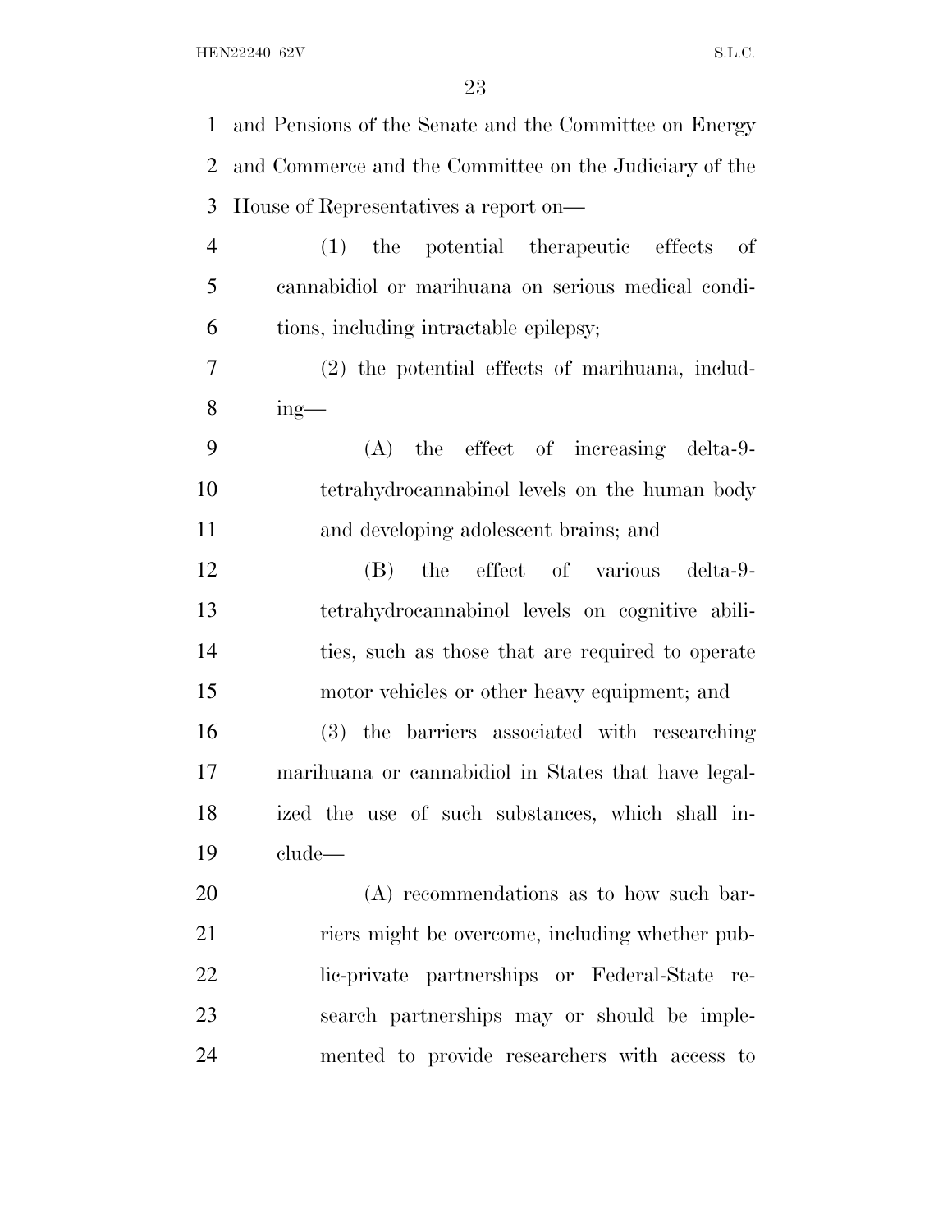and Pensions of the Senate and the Committee on Energy and Commerce and the Committee on the Judiciary of the House of Representatives a report on—

(1) the potential therapeutic effects of cannabidiol or marihuana on serious medical conditions, including intractable epilepsy;

(2) the potential effects of marihuana, including—

(A) the effect of increasing delta-9-tetrahydrocannabinol levels on the human body and developing adolescent brains; and

(B) the effect of various delta-9-tetrahydrocannabinol levels on cognitive abilities, such as those that are required to operate motor vehicles or other heavy equipment; and

(3) the barriers associated with researching marihuana or cannabidiol in States that have legalized the use of such substances, which shall include—

(A) recommendations as to how such barriers might be overcome, including whether public-private partnerships or Federal-State research partnerships may or should be implemented to provide researchers with access to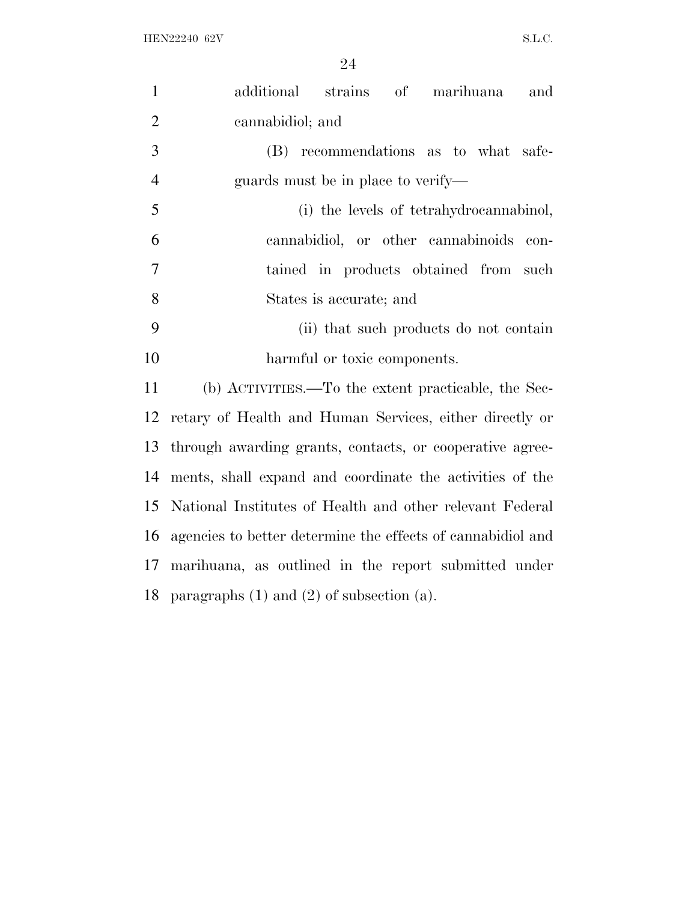additional strains of marihuana and cannabidiol; and

(B) recommendations as to what safeguards must be in place to verify—

(i) the levels of tetrahydrocannabinol, cannabidiol, or other cannabinoids contained in products obtained from such States is accurate; and

(ii) that such products do not contain harmful or toxic components.

(b) ACTIVITIES.—To the extent practicable, the Secretary of Health and Human Services, either directly or through awarding grants, contacts, or cooperative agreements, shall expand and coordinate the activities of the National Institutes of Health and other relevant Federal agencies to better determine the effects of cannabidiol and marihuana, as outlined in the report submitted under paragraphs (1) and (2) of subsection (a).